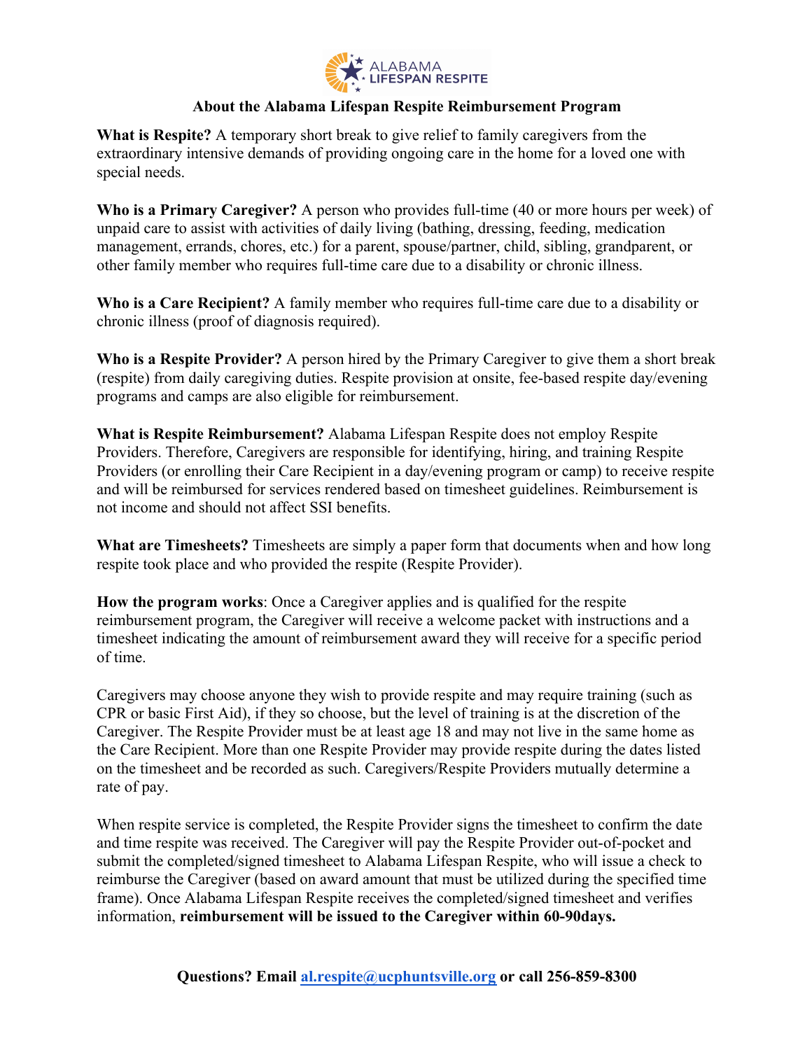ALABAMA LIFESPAN RESPITE

## About the Alabama Lifespan Respite Reimbursement Program

**What is Respite?** A temporary short break to give relief to family caregivers from the extraordinary intensive demands of providing ongoing care in the home for a loved one with special needs.

**Who is a Primary Caregiver?** A person who provides full-time (40 or more hours per week) of unpaid care to assist with activities of daily living (bathing, dressing, feeding, medication management, errands, chores, etc.) for a parent, spouse/partner, child, sibling, grandparent, or other family member who requires full-time care due to a disability or chronic illness.

**Who is a Care Recipient?** A family member who requires full-time care due to a disability or chronic illness (proof of diagnosis required).

**Who is a Respite Provider?** A person hired by the Primary Caregiver to give them a short break (respite) from daily caregiving duties. Respite provision at onsite, fee-based respite day/evening programs and camps are also eligible for reimbursement.

**What is Respite Reimbursement?** Alabama Lifespan Respite does not employ Respite Providers. Therefore, Caregivers are responsible for identifying, hiring, and training Respite Providers (or enrolling their Care Recipient in a day/evening program or camp) to receive respite and will be reimbursed for services rendered based on timesheet guidelines. Reimbursement is not income and should not affect SSI benefits.

**What are Timesheets?** Timesheets are simply a paper form that documents when and how long respite took place and who provided the respite (Respite Provider).

**How the program works**: Once a Caregiver applies and is qualified for the respite reimbursement program, the Caregiver will receive a welcome packet with instructions and a timesheet indicating the amount of reimbursement award they will receive for a specific period of time.

Caregivers may choose anyone they wish to provide respite and may require training (such as CPR or basic First Aid), if they so choose, but the level of training is at the discretion of the Caregiver. The Respite Provider must be at least age 18 and may not live in the same home as the Care Recipient. More than one Respite Provider may provide respite during the dates listed on the timesheet and be recorded as such. Caregivers/Respite Providers mutually determine a rate of pay.

When respite service is completed, the Respite Provider signs the timesheet to confirm the date and time respite was received. The Caregiver will pay the Respite Provider out-of-pocket and submit the completed/signed timesheet to Alabama Lifespan Respite, who will issue a check to reimburse the Caregiver (based on award amount that must be utilized during the specified time frame). Once Alabama Lifespan Respite receives the completed/signed timesheet and verifies information, **reimbursement will be issued to the Caregiver within 60-90days.**

**Questions? Email [al.respite@ucphuntsville.org](mailto:al.respite@ucphuntsville.org) or call 256-859-8300**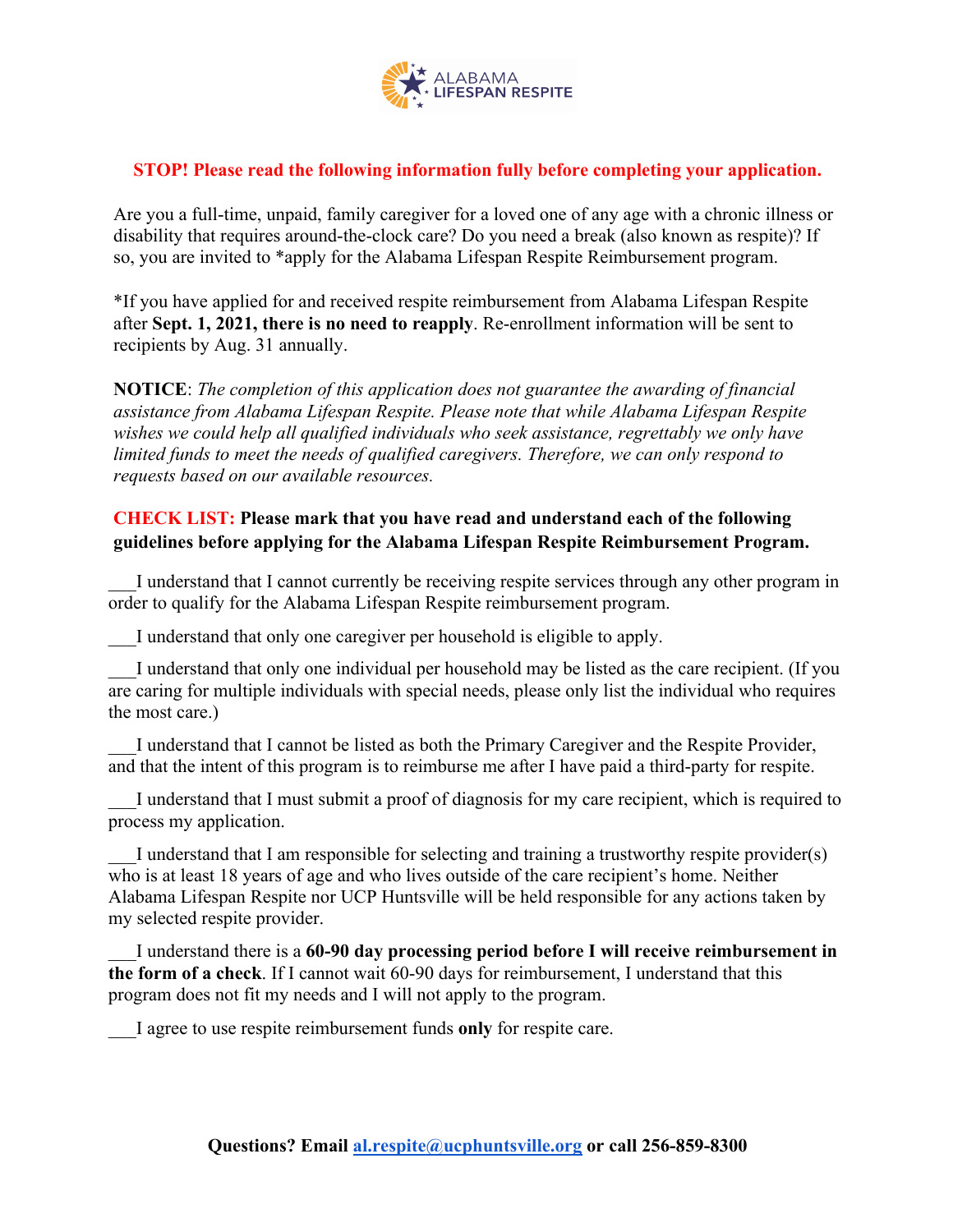ALABAMA LIFESPAN RESPITE

**STOP! Please read the following information fully before completing your application.**

Are you a full-time, unpaid, family caregiver for a loved one of any age with a chronic illness or disability that requires around-the-clock care? Do you need a break (also known as respite)? If so, you are invited to *apply for the Alabama Lifespan Respite Reimbursement program.

*If you have applied for and received respite reimbursement from Alabama Lifespan Respite after **Sept. 1, 2021, there is no need to reapply**. Re-enrollment information will be sent to recipients by Aug. 31 annually.

**NOTICE**: *The completion of this application does not guarantee the awarding of financial assistance from Alabama Lifespan Respite. Please note that while Alabama Lifespan Respite wishes we could help all qualified individuals who seek assistance, regrettably we only have limited funds to meet the needs of qualified caregivers. Therefore, we can only respond to requests based on our available resources.*

**CHECK LIST: Please mark that you have read and understand each of the following guidelines before applying for the Alabama Lifespan Respite Reimbursement Program.**

___I understand that I cannot currently be receiving respite services through any other program in order to qualify for the Alabama Lifespan Respite reimbursement program.

___I understand that only one caregiver per household is eligible to apply.

___I understand that only one individual per household may be listed as the care recipient. (If you are caring for multiple individuals with special needs, please only list the individual who requires the most care.)

___I understand that I cannot be listed as both the Primary Caregiver and the Respite Provider, and that the intent of this program is to reimburse me after I have paid a third-party for respite.

___I understand that I must submit a proof of diagnosis for my care recipient, which is required to process my application.

___I understand that I am responsible for selecting and training a trustworthy respite provider(s) who is at least 18 years of age and who lives outside of the care recipient's home. Neither Alabama Lifespan Respite nor UCP Huntsville will be held responsible for any actions taken by my selected respite provider.

___I understand there is a **60-90 day processing period before I will receive reimbursement in the form of a check**. If I cannot wait 60-90 days for reimbursement, I understand that this program does not fit my needs and I will not apply to the program.

___I agree to use respite reimbursement funds **only** for respite care.

**Questions? Email al.respite@ucphuntsville.org or call 256-859-8300**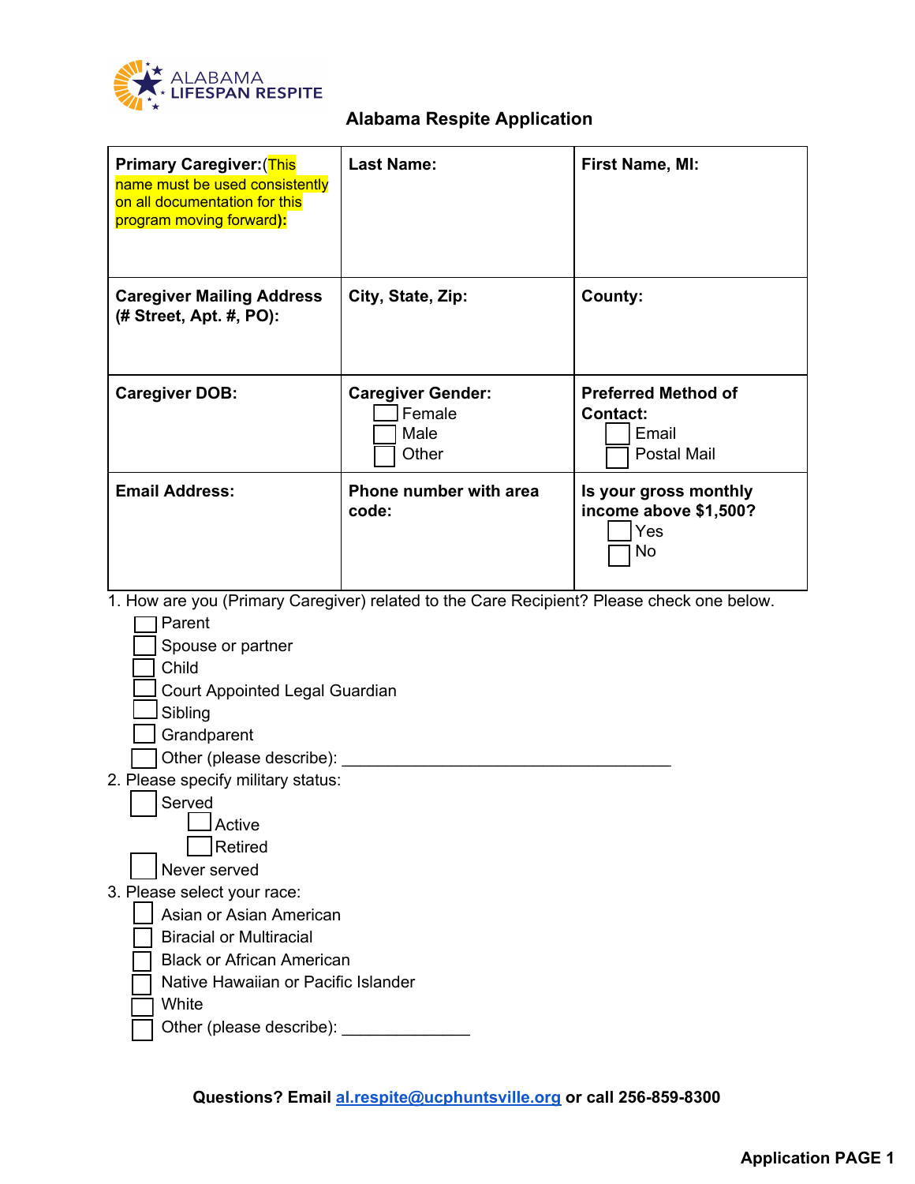ALABAMA LIFESPAN RESPITE

# Alabama Respite Application

| **Primary Caregiver:**(This name must be used consistently on all documentation for this program moving forward)**:** | **Last Name:** | **First Name, MI:** |
| --- | --- | --- |
| **Caregiver Mailing Address (# Street, Apt. #, PO):** | **City, State, Zip:** | **County:** |
| **Caregiver DOB:** | **Caregiver Gender:** ☐ Female ☐ Male ☐ Other | **Preferred Method of Contact:** ☐ Email ☐ Postal Mail |
| **Email Address:** | **Phone number with area code:** | **Is your gross monthly income above $1,500?** ☐ Yes ☐ No |

1. How are you (Primary Caregiver) related to the Care Recipient? Please check one below.
   - ☐ Parent
   - ☐ Spouse or partner
   - ☐ Child
   - ☐ Court Appointed Legal Guardian
   - ☐ Sibling
   - ☐ Grandparent
   - ☐ Other (please describe): ______________________________________

2. Please specify military status:
   - ☐ Served
     - ☐ Active
     - ☐ Retired
   - ☐ Never served

3. Please select your race:
   - ☐ Asian or Asian American
   - ☐ Biracial or Multiracial
   - ☐ Black or African American
   - ☐ Native Hawaiian or Pacific Islander
   - ☐ White
   - ☐ Other (please describe): ______________

**Questions? Email al.respite@ucphuntsville.org or call 256-859-8300**

**Application PAGE 1**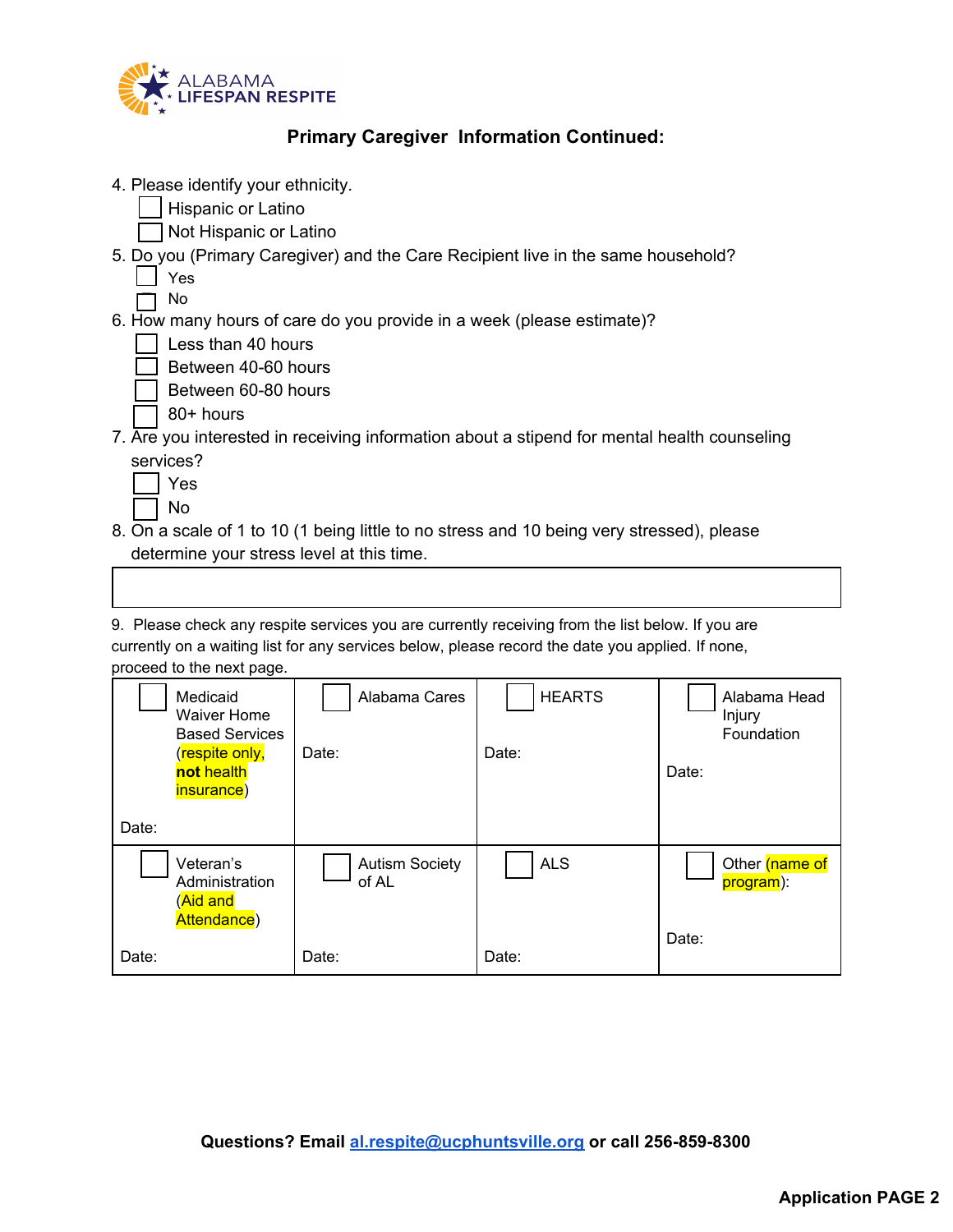ALABAMA LIFESPAN RESPITE

## Primary Caregiver Information Continued:

4. Please identify your ethnicity.
   - ☐ Hispanic or Latino
   - ☐ Not Hispanic or Latino
5. Do you (Primary Caregiver) and the Care Recipient live in the same household?
   - ☐ Yes
   - ☐ No
6. How many hours of care do you provide in a week (please estimate)?
   - ☐ Less than 40 hours
   - ☐ Between 40-60 hours
   - ☐ Between 60-80 hours
   - ☐ 80+ hours
7. Are you interested in receiving information about a stipend for mental health counseling services?
   - ☐ Yes
   - ☐ No
8. On a scale of 1 to 10 (1 being little to no stress and 10 being very stressed), please determine your stress level at this time.

| |
|---|
| |

9. Please check any respite services you are currently receiving from the list below. If you are currently on a waiting list for any services below, please record the date you applied. If none, proceed to the next page.

| | | | |
|---|---|---|---|
| ☐ Medicaid Waiver Home Based Services (respite only, **not** health insurance)<br>Date: | ☐ Alabama Cares<br>Date: | ☐ HEARTS<br>Date: | ☐ Alabama Head Injury Foundation<br>Date: |
| ☐ Veteran's Administration (Aid and Attendance)<br>Date: | ☐ Autism Society of AL<br>Date: | ☐ ALS<br>Date: | ☐ Other (name of program):<br>Date: |

**Questions? Email al.respite@ucphuntsville.org or call 256-859-8300**

**Application PAGE 2**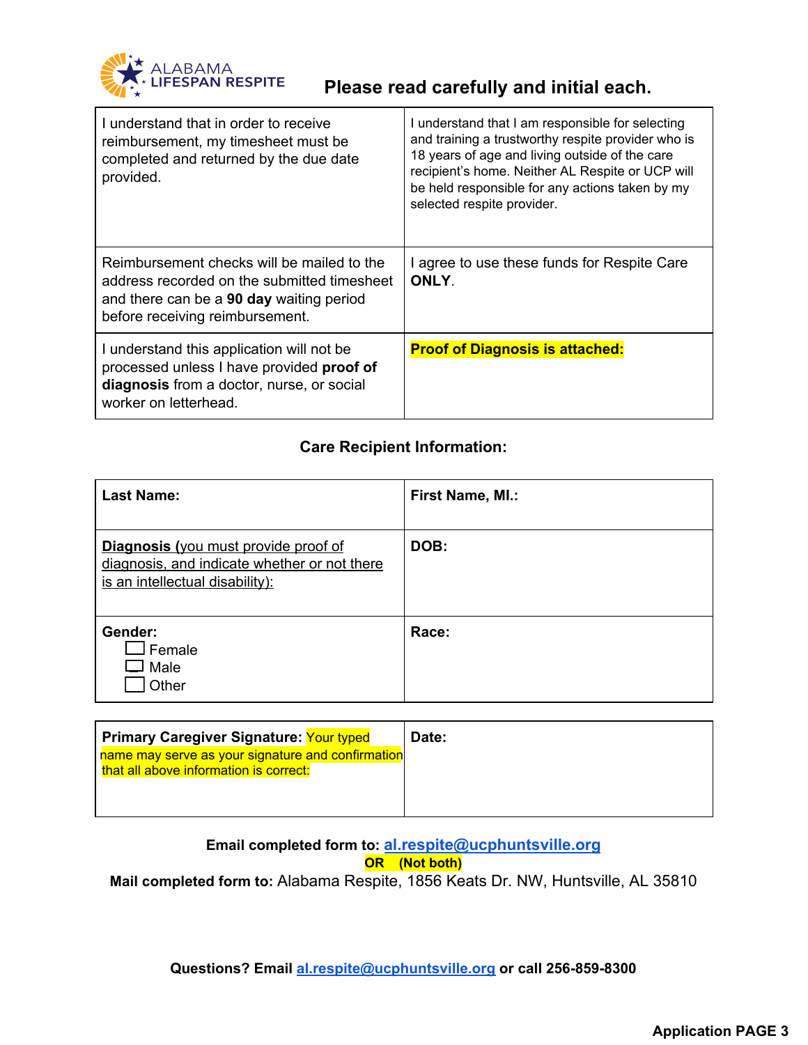ALABAMA LIFESPAN RESPITE

## Please read carefully and initial each.

| | |
|---|---|
| I understand that in order to receive reimbursement, my timesheet must be completed and returned by the due date provided. | I understand that I am responsible for selecting and training a trustworthy respite provider who is 18 years of age and living outside of the care recipient's home. Neither AL Respite or UCP will be held responsible for any actions taken by my selected respite provider. |
| Reimbursement checks will be mailed to the address recorded on the submitted timesheet and there can be a **90 day** waiting period before receiving reimbursement. | I agree to use these funds for Respite Care **ONLY**. |
| I understand this application will not be processed unless I have provided **proof of diagnosis** from a doctor, nurse, or social worker on letterhead. | **Proof of Diagnosis is attached:** |

### Care Recipient Information:

| | |
|---|---|
| **Last Name:** | **First Name, MI.:** |
| **Diagnosis (you must provide proof of diagnosis, and indicate whether or not there is an intellectual disability):** | **DOB:** |
| **Gender:** ☐ Female ☐ Male ☐ Other | **Race:** |

| | |
|---|---|
| **Primary Caregiver Signature:** Your typed name may serve as your signature and confirmation that all above information is correct: | **Date:** |

**Email completed form to:** al.respite@ucphuntsville.org
**OR (Not both)**
**Mail completed form to:** Alabama Respite, 1856 Keats Dr. NW, Huntsville, AL 35810

**Questions? Email** al.respite@ucphuntsville.org **or call 256-859-8300**

**Application PAGE 3**